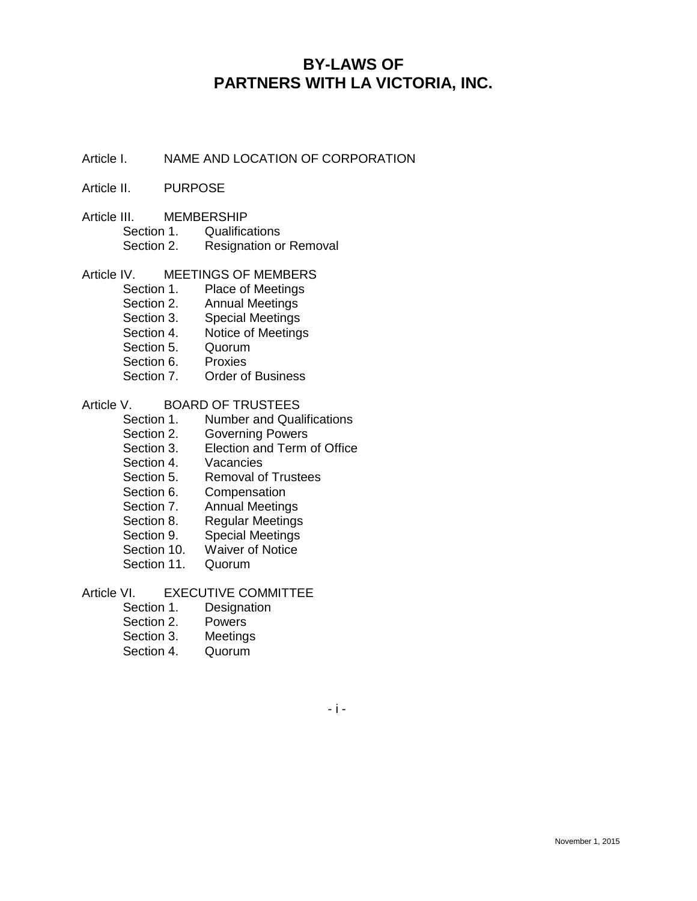# BY-LAWS OF
# PARTNERS WITH LA VICTORIA, INC.

Article I. NAME AND LOCATION OF CORPORATION

Article II. PURPOSE

Article III. MEMBERSHIP
- Section 1. Qualifications
- Section 2. Resignation or Removal

Article IV. MEETINGS OF MEMBERS
- Section 1. Place of Meetings
- Section 2. Annual Meetings
- Section 3. Special Meetings
- Section 4. Notice of Meetings
- Section 5. Quorum
- Section 6. Proxies
- Section 7. Order of Business

Article V. BOARD OF TRUSTEES
- Section 1. Number and Qualifications
- Section 2. Governing Powers
- Section 3. Election and Term of Office
- Section 4. Vacancies
- Section 5. Removal of Trustees
- Section 6. Compensation
- Section 7. Annual Meetings
- Section 8. Regular Meetings
- Section 9. Special Meetings
- Section 10. Waiver of Notice
- Section 11. Quorum

Article VI. EXECUTIVE COMMITTEE
- Section 1. Designation
- Section 2. Powers
- Section 3. Meetings
- Section 4. Quorum

November 1, 2015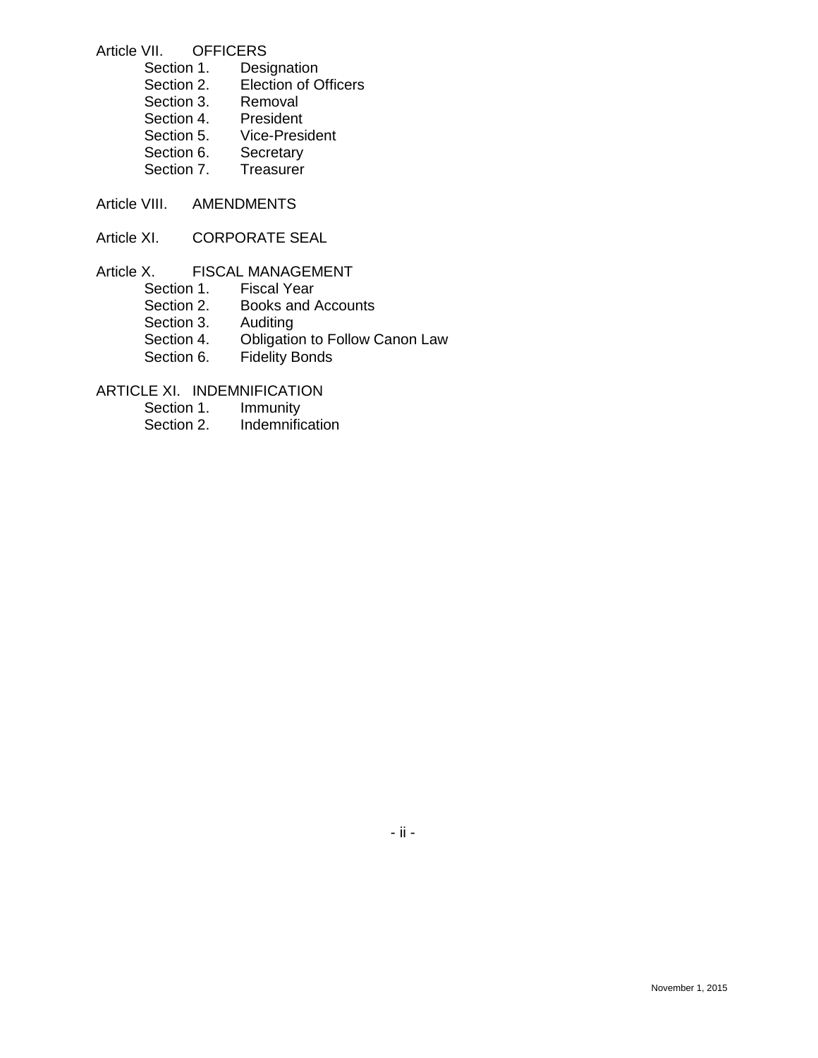Article VII. OFFICERS
- Section 1. Designation
- Section 2. Election of Officers
- Section 3. Removal
- Section 4. President
- Section 5. Vice-President
- Section 6. Secretary
- Section 7. Treasurer

Article VIII. AMENDMENTS

Article XI. CORPORATE SEAL

Article X. FISCAL MANAGEMENT
- Section 1. Fiscal Year
- Section 2. Books and Accounts
- Section 3. Auditing
- Section 4. Obligation to Follow Canon Law
- Section 6. Fidelity Bonds

ARTICLE XI. INDEMNIFICATION
- Section 1. Immunity
- Section 2. Indemnification

November 1, 2015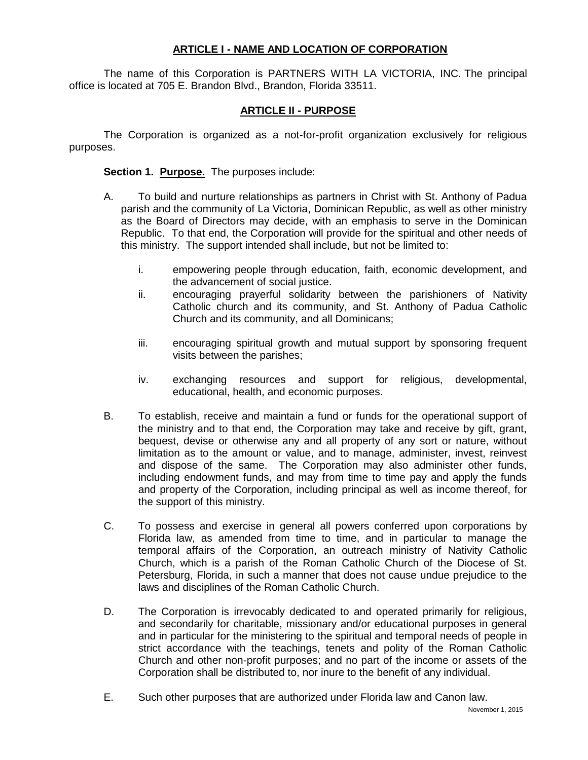## ARTICLE I - NAME AND LOCATION OF CORPORATION

The name of this Corporation is PARTNERS WITH LA VICTORIA, INC. The principal office is located at 705 E. Brandon Blvd., Brandon, Florida 33511.

## ARTICLE II - PURPOSE

The Corporation is organized as a not-for-profit organization exclusively for religious purposes.

**Section 1. Purpose.** The purposes include:

A. To build and nurture relationships as partners in Christ with St. Anthony of Padua parish and the community of La Victoria, Dominican Republic, as well as other ministry as the Board of Directors may decide, with an emphasis to serve in the Dominican Republic. To that end, the Corporation will provide for the spiritual and other needs of this ministry. The support intended shall include, but not be limited to:

   i. empowering people through education, faith, economic development, and the advancement of social justice.

   ii. encouraging prayerful solidarity between the parishioners of Nativity Catholic church and its community, and St. Anthony of Padua Catholic Church and its community, and all Dominicans;

   iii. encouraging spiritual growth and mutual support by sponsoring frequent visits between the parishes;

   iv. exchanging resources and support for religious, developmental, educational, health, and economic purposes.

B. To establish, receive and maintain a fund or funds for the operational support of the ministry and to that end, the Corporation may take and receive by gift, grant, bequest, devise or otherwise any and all property of any sort or nature, without limitation as to the amount or value, and to manage, administer, invest, reinvest and dispose of the same. The Corporation may also administer other funds, including endowment funds, and may from time to time pay and apply the funds and property of the Corporation, including principal as well as income thereof, for the support of this ministry.

C. To possess and exercise in general all powers conferred upon corporations by Florida law, as amended from time to time, and in particular to manage the temporal affairs of the Corporation, an outreach ministry of Nativity Catholic Church, which is a parish of the Roman Catholic Church of the Diocese of St. Petersburg, Florida, in such a manner that does not cause undue prejudice to the laws and disciplines of the Roman Catholic Church.

D. The Corporation is irrevocably dedicated to and operated primarily for religious, and secondarily for charitable, missionary and/or educational purposes in general and in particular for the ministering to the spiritual and temporal needs of people in strict accordance with the teachings, tenets and polity of the Roman Catholic Church and other non-profit purposes; and no part of the income or assets of the Corporation shall be distributed to, nor inure to the benefit of any individual.

E. Such other purposes that are authorized under Florida law and Canon law.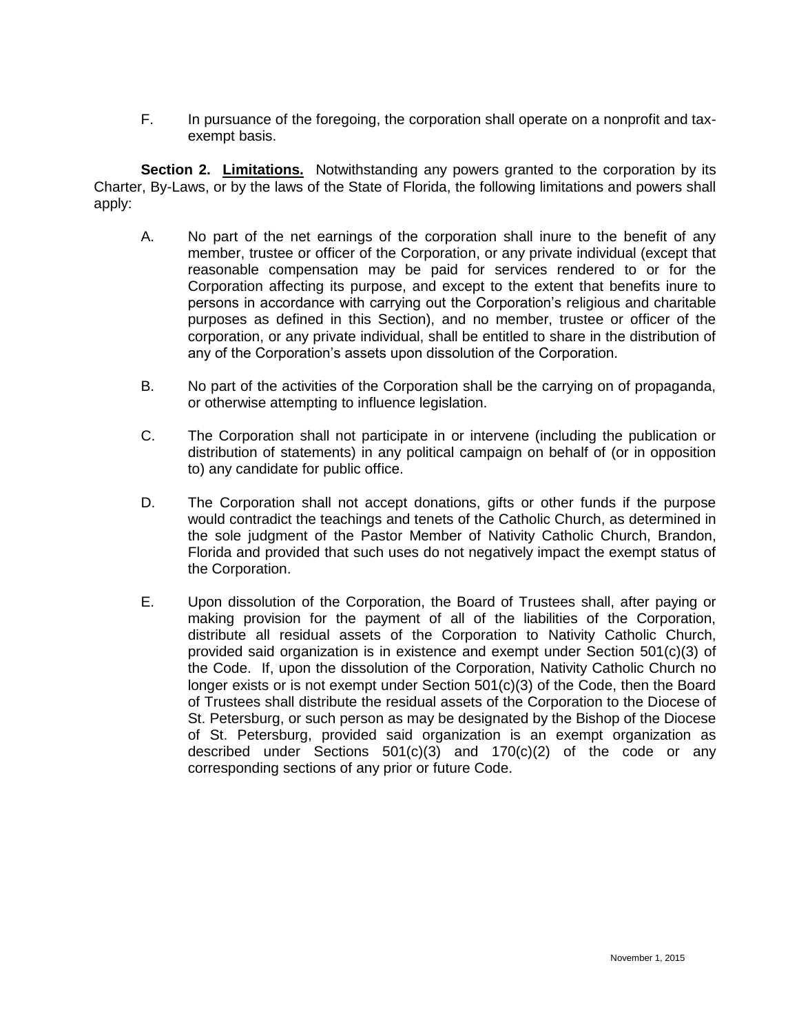F. In pursuance of the foregoing, the corporation shall operate on a nonprofit and tax-exempt basis.

**Section 2. <u>Limitations.</u>** Notwithstanding any powers granted to the corporation by its Charter, By-Laws, or by the laws of the State of Florida, the following limitations and powers shall apply:

A. No part of the net earnings of the corporation shall inure to the benefit of any member, trustee or officer of the Corporation, or any private individual (except that reasonable compensation may be paid for services rendered to or for the Corporation affecting its purpose, and except to the extent that benefits inure to persons in accordance with carrying out the Corporation's religious and charitable purposes as defined in this Section), and no member, trustee or officer of the corporation, or any private individual, shall be entitled to share in the distribution of any of the Corporation's assets upon dissolution of the Corporation.

B. No part of the activities of the Corporation shall be the carrying on of propaganda, or otherwise attempting to influence legislation.

C. The Corporation shall not participate in or intervene (including the publication or distribution of statements) in any political campaign on behalf of (or in opposition to) any candidate for public office.

D. The Corporation shall not accept donations, gifts or other funds if the purpose would contradict the teachings and tenets of the Catholic Church, as determined in the sole judgment of the Pastor Member of Nativity Catholic Church, Brandon, Florida and provided that such uses do not negatively impact the exempt status of the Corporation.

E. Upon dissolution of the Corporation, the Board of Trustees shall, after paying or making provision for the payment of all of the liabilities of the Corporation, distribute all residual assets of the Corporation to Nativity Catholic Church, provided said organization is in existence and exempt under Section 501(c)(3) of the Code. If, upon the dissolution of the Corporation, Nativity Catholic Church no longer exists or is not exempt under Section 501(c)(3) of the Code, then the Board of Trustees shall distribute the residual assets of the Corporation to the Diocese of St. Petersburg, or such person as may be designated by the Bishop of the Diocese of St. Petersburg, provided said organization is an exempt organization as described under Sections 501(c)(3) and 170(c)(2) of the code or any corresponding sections of any prior or future Code.

November 1, 2015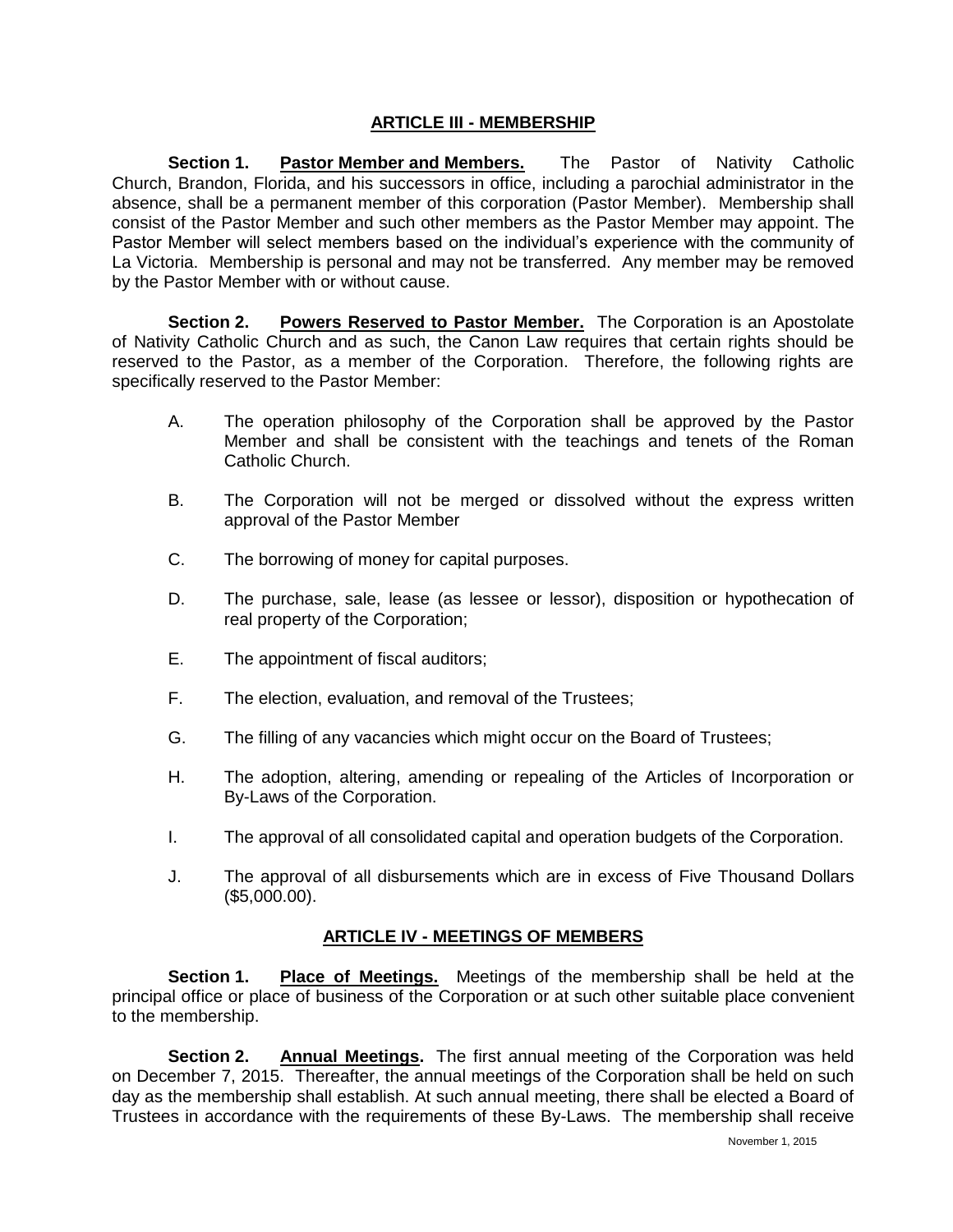## ARTICLE III - MEMBERSHIP

**Section 1.** **Pastor Member and Members.** The Pastor of Nativity Catholic Church, Brandon, Florida, and his successors in office, including a parochial administrator in the absence, shall be a permanent member of this corporation (Pastor Member). Membership shall consist of the Pastor Member and such other members as the Pastor Member may appoint. The Pastor Member will select members based on the individual's experience with the community of La Victoria. Membership is personal and may not be transferred. Any member may be removed by the Pastor Member with or without cause.

**Section 2.** **Powers Reserved to Pastor Member.** The Corporation is an Apostolate of Nativity Catholic Church and as such, the Canon Law requires that certain rights should be reserved to the Pastor, as a member of the Corporation. Therefore, the following rights are specifically reserved to the Pastor Member:

A. The operation philosophy of the Corporation shall be approved by the Pastor Member and shall be consistent with the teachings and tenets of the Roman Catholic Church.

B. The Corporation will not be merged or dissolved without the express written approval of the Pastor Member

C. The borrowing of money for capital purposes.

D. The purchase, sale, lease (as lessee or lessor), disposition or hypothecation of real property of the Corporation;

E. The appointment of fiscal auditors;

F. The election, evaluation, and removal of the Trustees;

G. The filling of any vacancies which might occur on the Board of Trustees;

H. The adoption, altering, amending or repealing of the Articles of Incorporation or By-Laws of the Corporation.

I. The approval of all consolidated capital and operation budgets of the Corporation.

J. The approval of all disbursements which are in excess of Five Thousand Dollars ($5,000.00).

## ARTICLE IV - MEETINGS OF MEMBERS

**Section 1.** **Place of Meetings.** Meetings of the membership shall be held at the principal office or place of business of the Corporation or at such other suitable place convenient to the membership.

**Section 2.** **Annual Meetings.** The first annual meeting of the Corporation was held on December 7, 2015. Thereafter, the annual meetings of the Corporation shall be held on such day as the membership shall establish. At such annual meeting, there shall be elected a Board of Trustees in accordance with the requirements of these By-Laws. The membership shall receive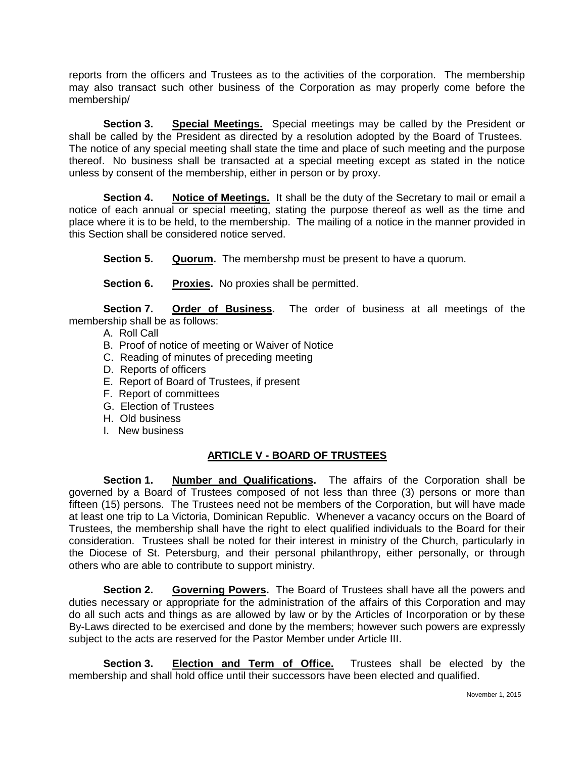reports from the officers and Trustees as to the activities of the corporation. The membership may also transact such other business of the Corporation as may properly come before the membership/

**Section 3. Special Meetings.** Special meetings may be called by the President or shall be called by the President as directed by a resolution adopted by the Board of Trustees. The notice of any special meeting shall state the time and place of such meeting and the purpose thereof. No business shall be transacted at a special meeting except as stated in the notice unless by consent of the membership, either in person or by proxy.

**Section 4. Notice of Meetings.** It shall be the duty of the Secretary to mail or email a notice of each annual or special meeting, stating the purpose thereof as well as the time and place where it is to be held, to the membership. The mailing of a notice in the manner provided in this Section shall be considered notice served.

**Section 5. Quorum.** The membershp must be present to have a quorum.

**Section 6. Proxies.** No proxies shall be permitted.

**Section 7. Order of Business.** The order of business at all meetings of the membership shall be as follows:

A. Roll Call
B. Proof of notice of meeting or Waiver of Notice
C. Reading of minutes of preceding meeting
D. Reports of officers
E. Report of Board of Trustees, if present
F. Report of committees
G. Election of Trustees
H. Old business
I. New business

## ARTICLE V - BOARD OF TRUSTEES

**Section 1. Number and Qualifications.** The affairs of the Corporation shall be governed by a Board of Trustees composed of not less than three (3) persons or more than fifteen (15) persons. The Trustees need not be members of the Corporation, but will have made at least one trip to La Victoria, Dominican Republic. Whenever a vacancy occurs on the Board of Trustees, the membership shall have the right to elect qualified individuals to the Board for their consideration. Trustees shall be noted for their interest in ministry of the Church, particularly in the Diocese of St. Petersburg, and their personal philanthropy, either personally, or through others who are able to contribute to support ministry.

**Section 2. Governing Powers.** The Board of Trustees shall have all the powers and duties necessary or appropriate for the administration of the affairs of this Corporation and may do all such acts and things as are allowed by law or by the Articles of Incorporation or by these By-Laws directed to be exercised and done by the members; however such powers are expressly subject to the acts are reserved for the Pastor Member under Article III.

**Section 3. Election and Term of Office.** Trustees shall be elected by the membership and shall hold office until their successors have been elected and qualified.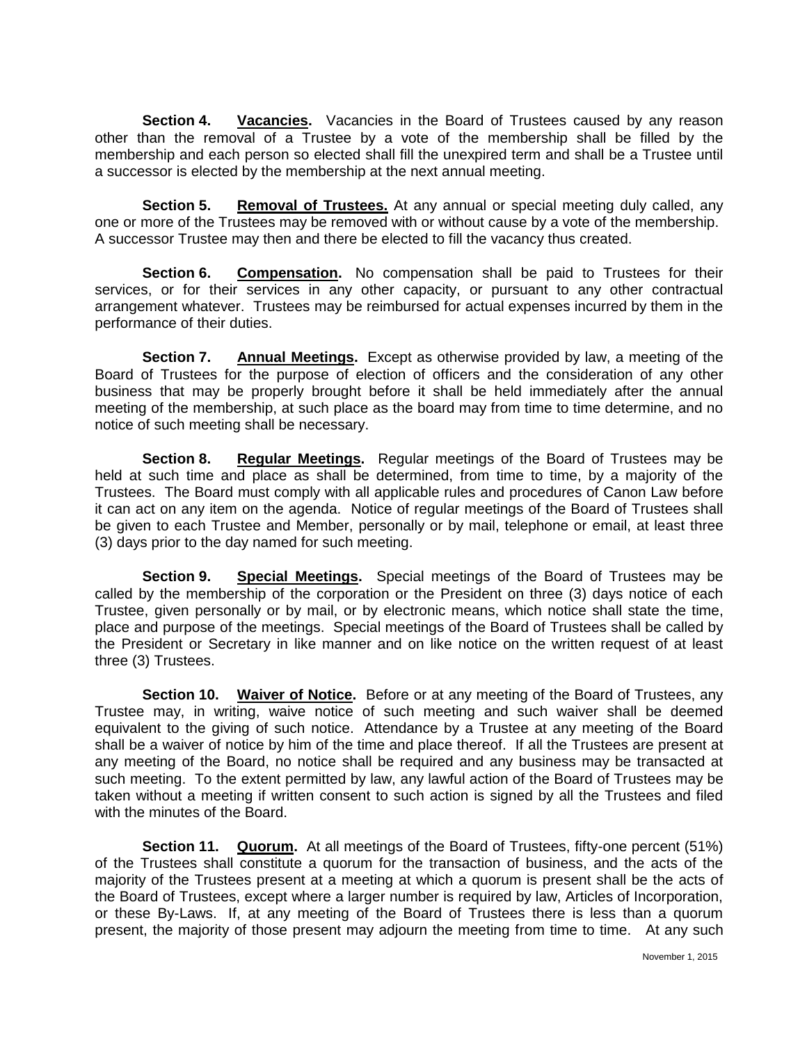**Section 4. Vacancies.** Vacancies in the Board of Trustees caused by any reason other than the removal of a Trustee by a vote of the membership shall be filled by the membership and each person so elected shall fill the unexpired term and shall be a Trustee until a successor is elected by the membership at the next annual meeting.

**Section 5. Removal of Trustees.** At any annual or special meeting duly called, any one or more of the Trustees may be removed with or without cause by a vote of the membership. A successor Trustee may then and there be elected to fill the vacancy thus created.

**Section 6. Compensation.** No compensation shall be paid to Trustees for their services, or for their services in any other capacity, or pursuant to any other contractual arrangement whatever. Trustees may be reimbursed for actual expenses incurred by them in the performance of their duties.

**Section 7. Annual Meetings.** Except as otherwise provided by law, a meeting of the Board of Trustees for the purpose of election of officers and the consideration of any other business that may be properly brought before it shall be held immediately after the annual meeting of the membership, at such place as the board may from time to time determine, and no notice of such meeting shall be necessary.

**Section 8. Regular Meetings.** Regular meetings of the Board of Trustees may be held at such time and place as shall be determined, from time to time, by a majority of the Trustees. The Board must comply with all applicable rules and procedures of Canon Law before it can act on any item on the agenda. Notice of regular meetings of the Board of Trustees shall be given to each Trustee and Member, personally or by mail, telephone or email, at least three (3) days prior to the day named for such meeting.

**Section 9. Special Meetings.** Special meetings of the Board of Trustees may be called by the membership of the corporation or the President on three (3) days notice of each Trustee, given personally or by mail, or by electronic means, which notice shall state the time, place and purpose of the meetings. Special meetings of the Board of Trustees shall be called by the President or Secretary in like manner and on like notice on the written request of at least three (3) Trustees.

**Section 10. Waiver of Notice.** Before or at any meeting of the Board of Trustees, any Trustee may, in writing, waive notice of such meeting and such waiver shall be deemed equivalent to the giving of such notice. Attendance by a Trustee at any meeting of the Board shall be a waiver of notice by him of the time and place thereof. If all the Trustees are present at any meeting of the Board, no notice shall be required and any business may be transacted at such meeting. To the extent permitted by law, any lawful action of the Board of Trustees may be taken without a meeting if written consent to such action is signed by all the Trustees and filed with the minutes of the Board.

**Section 11. Quorum.** At all meetings of the Board of Trustees, fifty-one percent (51%) of the Trustees shall constitute a quorum for the transaction of business, and the acts of the majority of the Trustees present at a meeting at which a quorum is present shall be the acts of the Board of Trustees, except where a larger number is required by law, Articles of Incorporation, or these By-Laws. If, at any meeting of the Board of Trustees there is less than a quorum present, the majority of those present may adjourn the meeting from time to time. At any such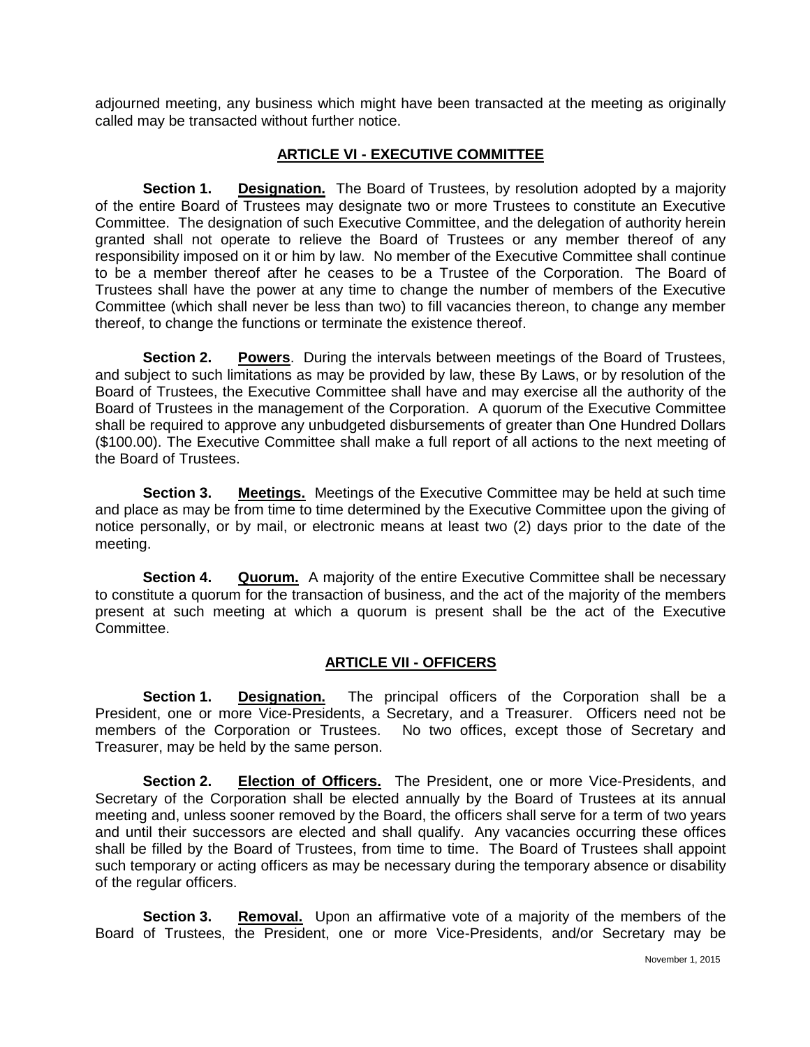adjourned meeting, any business which might have been transacted at the meeting as originally called may be transacted without further notice.

## ARTICLE VI - EXECUTIVE COMMITTEE

**Section 1. Designation.** The Board of Trustees, by resolution adopted by a majority of the entire Board of Trustees may designate two or more Trustees to constitute an Executive Committee. The designation of such Executive Committee, and the delegation of authority herein granted shall not operate to relieve the Board of Trustees or any member thereof of any responsibility imposed on it or him by law. No member of the Executive Committee shall continue to be a member thereof after he ceases to be a Trustee of the Corporation. The Board of Trustees shall have the power at any time to change the number of members of the Executive Committee (which shall never be less than two) to fill vacancies thereon, to change any member thereof, to change the functions or terminate the existence thereof.

**Section 2. Powers**. During the intervals between meetings of the Board of Trustees, and subject to such limitations as may be provided by law, these By Laws, or by resolution of the Board of Trustees, the Executive Committee shall have and may exercise all the authority of the Board of Trustees in the management of the Corporation. A quorum of the Executive Committee shall be required to approve any unbudgeted disbursements of greater than One Hundred Dollars ($100.00). The Executive Committee shall make a full report of all actions to the next meeting of the Board of Trustees.

**Section 3. Meetings.** Meetings of the Executive Committee may be held at such time and place as may be from time to time determined by the Executive Committee upon the giving of notice personally, or by mail, or electronic means at least two (2) days prior to the date of the meeting.

**Section 4. Quorum.** A majority of the entire Executive Committee shall be necessary to constitute a quorum for the transaction of business, and the act of the majority of the members present at such meeting at which a quorum is present shall be the act of the Executive Committee.

## ARTICLE VII - OFFICERS

**Section 1. Designation.** The principal officers of the Corporation shall be a President, one or more Vice-Presidents, a Secretary, and a Treasurer. Officers need not be members of the Corporation or Trustees. No two offices, except those of Secretary and Treasurer, may be held by the same person.

**Section 2. Election of Officers.** The President, one or more Vice-Presidents, and Secretary of the Corporation shall be elected annually by the Board of Trustees at its annual meeting and, unless sooner removed by the Board, the officers shall serve for a term of two years and until their successors are elected and shall qualify. Any vacancies occurring these offices shall be filled by the Board of Trustees, from time to time. The Board of Trustees shall appoint such temporary or acting officers as may be necessary during the temporary absence or disability of the regular officers.

**Section 3. Removal.** Upon an affirmative vote of a majority of the members of the Board of Trustees, the President, one or more Vice-Presidents, and/or Secretary may be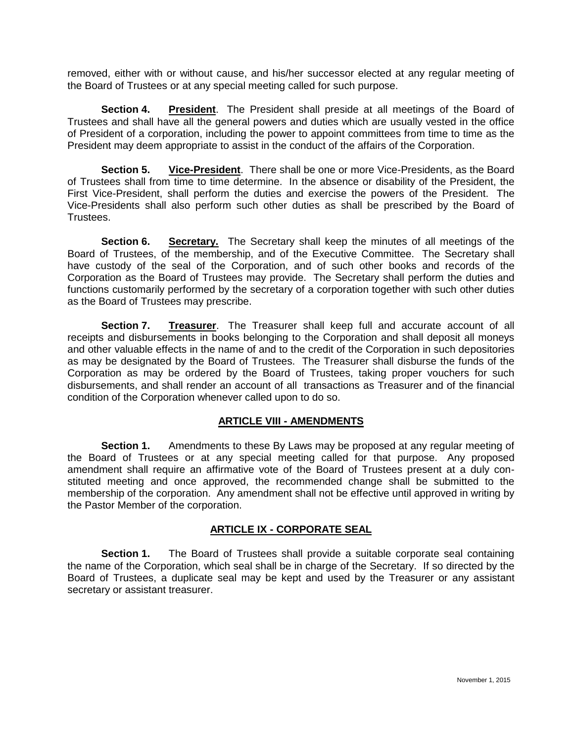removed, either with or without cause, and his/her successor elected at any regular meeting of the Board of Trustees or at any special meeting called for such purpose.

**Section 4.** **President**. The President shall preside at all meetings of the Board of Trustees and shall have all the general powers and duties which are usually vested in the office of President of a corporation, including the power to appoint committees from time to time as the President may deem appropriate to assist in the conduct of the affairs of the Corporation.

**Section 5.** **Vice-President**. There shall be one or more Vice-Presidents, as the Board of Trustees shall from time to time determine. In the absence or disability of the President, the First Vice-President, shall perform the duties and exercise the powers of the President. The Vice-Presidents shall also perform such other duties as shall be prescribed by the Board of Trustees.

**Section 6.** **Secretary.** The Secretary shall keep the minutes of all meetings of the Board of Trustees, of the membership, and of the Executive Committee. The Secretary shall have custody of the seal of the Corporation, and of such other books and records of the Corporation as the Board of Trustees may provide. The Secretary shall perform the duties and functions customarily performed by the secretary of a corporation together with such other duties as the Board of Trustees may prescribe.

**Section 7.** **Treasurer**. The Treasurer shall keep full and accurate account of all receipts and disbursements in books belonging to the Corporation and shall deposit all moneys and other valuable effects in the name of and to the credit of the Corporation in such depositories as may be designated by the Board of Trustees. The Treasurer shall disburse the funds of the Corporation as may be ordered by the Board of Trustees, taking proper vouchers for such disbursements, and shall render an account of all transactions as Treasurer and of the financial condition of the Corporation whenever called upon to do so.

## ARTICLE VIII - AMENDMENTS

**Section 1.** Amendments to these By Laws may be proposed at any regular meeting of the Board of Trustees or at any special meeting called for that purpose. Any proposed amendment shall require an affirmative vote of the Board of Trustees present at a duly constituted meeting and once approved, the recommended change shall be submitted to the membership of the corporation. Any amendment shall not be effective until approved in writing by the Pastor Member of the corporation.

## ARTICLE IX - CORPORATE SEAL

**Section 1.** The Board of Trustees shall provide a suitable corporate seal containing the name of the Corporation, which seal shall be in charge of the Secretary. If so directed by the Board of Trustees, a duplicate seal may be kept and used by the Treasurer or any assistant secretary or assistant treasurer.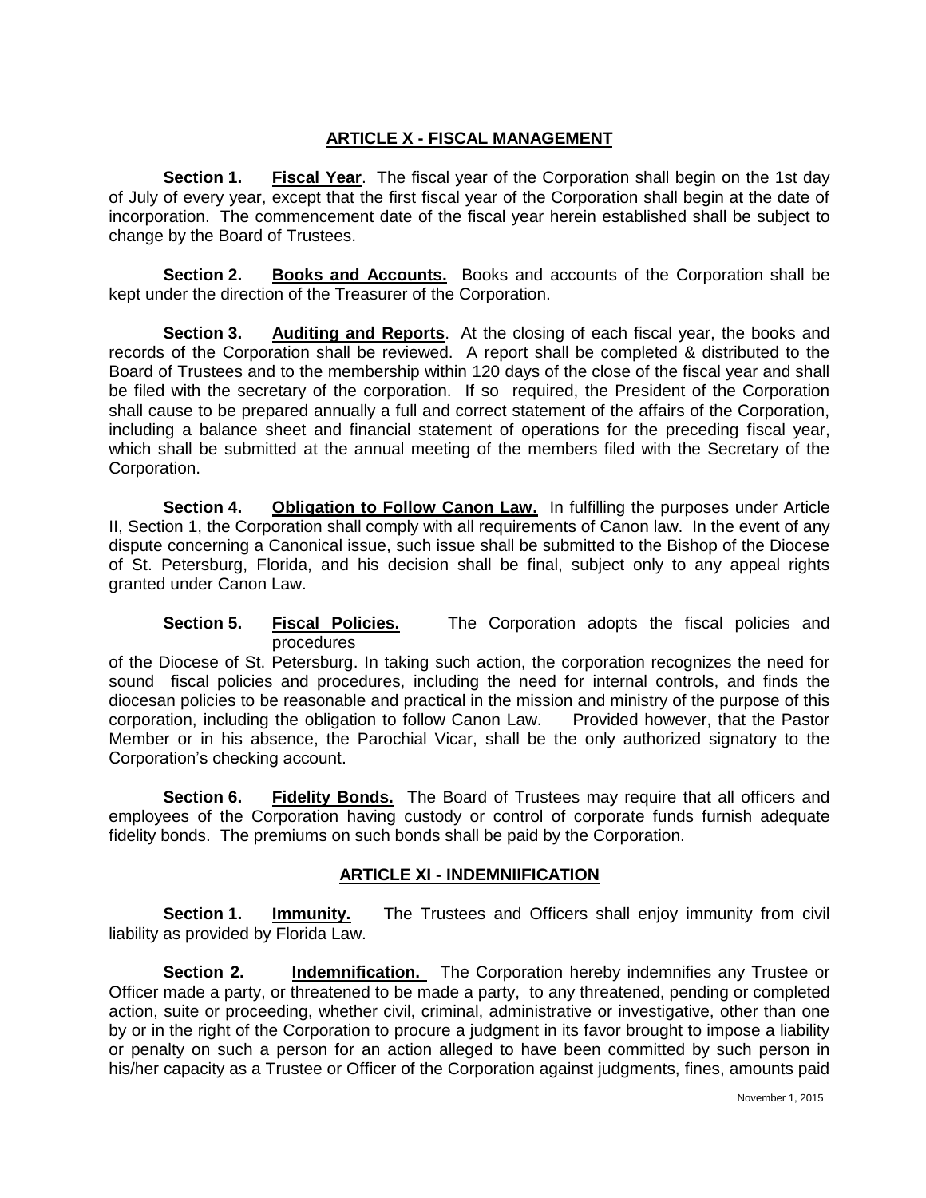## ARTICLE X - FISCAL MANAGEMENT

**Section 1. Fiscal Year**. The fiscal year of the Corporation shall begin on the 1st day of July of every year, except that the first fiscal year of the Corporation shall begin at the date of incorporation. The commencement date of the fiscal year herein established shall be subject to change by the Board of Trustees.

**Section 2. Books and Accounts.** Books and accounts of the Corporation shall be kept under the direction of the Treasurer of the Corporation.

**Section 3. Auditing and Reports**. At the closing of each fiscal year, the books and records of the Corporation shall be reviewed. A report shall be completed & distributed to the Board of Trustees and to the membership within 120 days of the close of the fiscal year and shall be filed with the secretary of the corporation. If so required, the President of the Corporation shall cause to be prepared annually a full and correct statement of the affairs of the Corporation, including a balance sheet and financial statement of operations for the preceding fiscal year, which shall be submitted at the annual meeting of the members filed with the Secretary of the Corporation.

**Section 4. Obligation to Follow Canon Law.** In fulfilling the purposes under Article II, Section 1, the Corporation shall comply with all requirements of Canon law. In the event of any dispute concerning a Canonical issue, such issue shall be submitted to the Bishop of the Diocese of St. Petersburg, Florida, and his decision shall be final, subject only to any appeal rights granted under Canon Law.

**Section 5. Fiscal Policies.** The Corporation adopts the fiscal policies and procedures of the Diocese of St. Petersburg. In taking such action, the corporation recognizes the need for sound fiscal policies and procedures, including the need for internal controls, and finds the diocesan policies to be reasonable and practical in the mission and ministry of the purpose of this corporation, including the obligation to follow Canon Law. Provided however, that the Pastor Member or in his absence, the Parochial Vicar, shall be the only authorized signatory to the Corporation's checking account.

**Section 6. Fidelity Bonds.** The Board of Trustees may require that all officers and employees of the Corporation having custody or control of corporate funds furnish adequate fidelity bonds. The premiums on such bonds shall be paid by the Corporation.

## ARTICLE XI - INDEMNIIFICATION

**Section 1. Immunity.** The Trustees and Officers shall enjoy immunity from civil liability as provided by Florida Law.

**Section 2. Indemnification.** The Corporation hereby indemnifies any Trustee or Officer made a party, or threatened to be made a party, to any threatened, pending or completed action, suite or proceeding, whether civil, criminal, administrative or investigative, other than one by or in the right of the Corporation to procure a judgment in its favor brought to impose a liability or penalty on such a person for an action alleged to have been committed by such person in his/her capacity as a Trustee or Officer of the Corporation against judgments, fines, amounts paid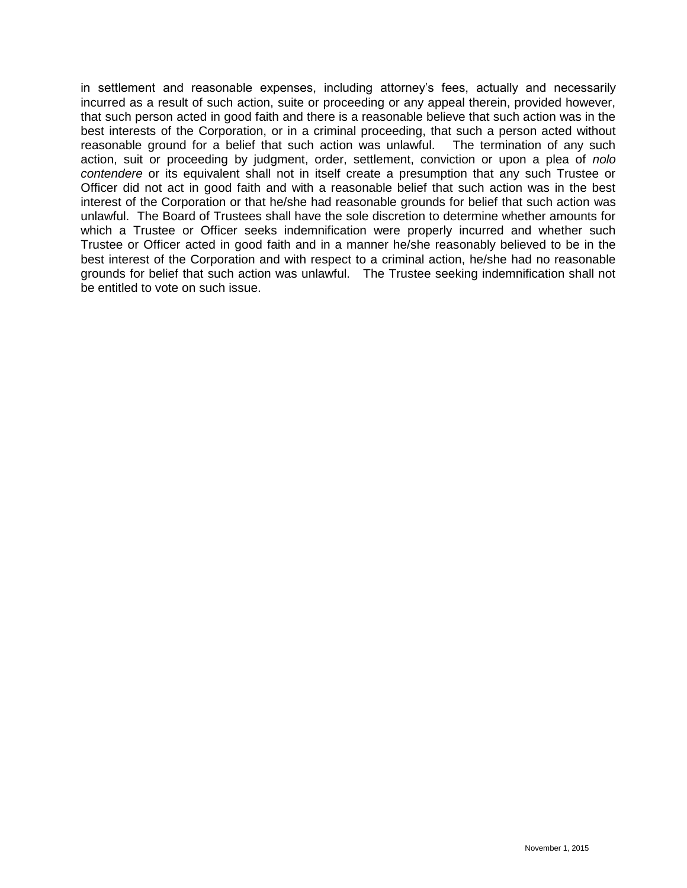in settlement and reasonable expenses, including attorney's fees, actually and necessarily incurred as a result of such action, suite or proceeding or any appeal therein, provided however, that such person acted in good faith and there is a reasonable believe that such action was in the best interests of the Corporation, or in a criminal proceeding, that such a person acted without reasonable ground for a belief that such action was unlawful. The termination of any such action, suit or proceeding by judgment, order, settlement, conviction or upon a plea of *nolo contendere* or its equivalent shall not in itself create a presumption that any such Trustee or Officer did not act in good faith and with a reasonable belief that such action was in the best interest of the Corporation or that he/she had reasonable grounds for belief that such action was unlawful. The Board of Trustees shall have the sole discretion to determine whether amounts for which a Trustee or Officer seeks indemnification were properly incurred and whether such Trustee or Officer acted in good faith and in a manner he/she reasonably believed to be in the best interest of the Corporation and with respect to a criminal action, he/she had no reasonable grounds for belief that such action was unlawful. The Trustee seeking indemnification shall not be entitled to vote on such issue.